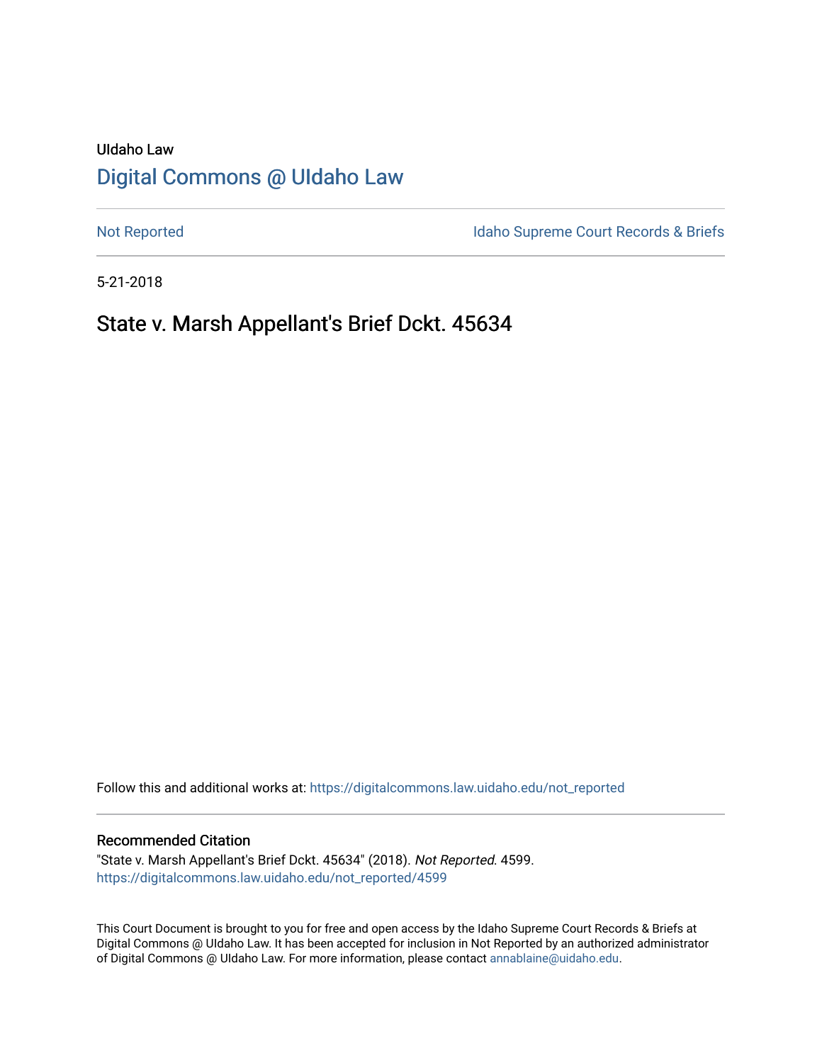UIdaho Law

# Digital Commons @ UIdaho Law

Not Reported

Idaho Supreme Court Records & Briefs

5-21-2018

## State v. Marsh Appellant's Brief Dckt. 45634

Follow this and additional works at: https://digitalcommons.law.uidaho.edu/not_reported

### Recommended Citation

"State v. Marsh Appellant's Brief Dckt. 45634" (2018). *Not Reported*. 4599.
https://digitalcommons.law.uidaho.edu/not_reported/4599

This Court Document is brought to you for free and open access by the Idaho Supreme Court Records & Briefs at Digital Commons @ UIdaho Law. It has been accepted for inclusion in Not Reported by an authorized administrator of Digital Commons @ UIdaho Law. For more information, please contact annablaine@uidaho.edu.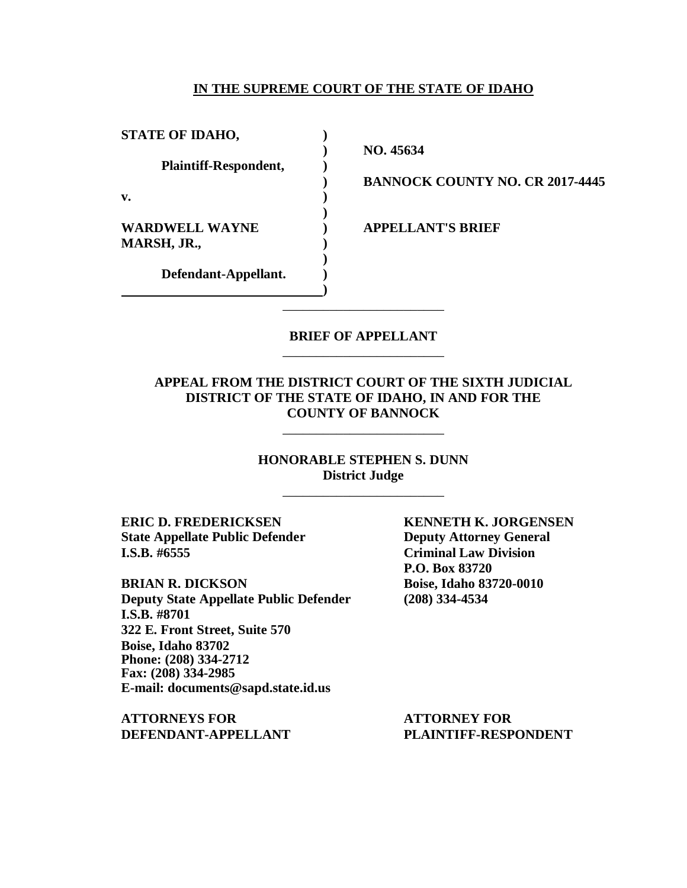**IN THE SUPREME COURT OF THE STATE OF IDAHO**

| | | |
|---|---|---|
| **STATE OF IDAHO,** | **)** | |
| | **)** | **NO. 45634** |
| **Plaintiff-Respondent,** | **)** | |
| | **)** | **BANNOCK COUNTY NO. CR 2017-4445** |
| **v.** | **)** | |
| | **)** | |
| **WARDWELL WAYNE MARSH, JR.,** | **)** | **APPELLANT'S BRIEF** |
| | **)** | |
| **Defendant-Appellant.** | **)** | |
| | **)** | |

---

**BRIEF OF APPELLANT**

---

**APPEAL FROM THE DISTRICT COURT OF THE SIXTH JUDICIAL DISTRICT OF THE STATE OF IDAHO, IN AND FOR THE COUNTY OF BANNOCK**

---

**HONORABLE STEPHEN S. DUNN**
**District Judge**

---

**ERIC D. FREDERICKSEN**
**State Appellate Public Defender**
**I.S.B. #6555**

**BRIAN R. DICKSON**
**Deputy State Appellate Public Defender**
**I.S.B. #8701**
**322 E. Front Street, Suite 570**
**Boise, Idaho 83702**
**Phone: (208) 334-2712**
**Fax: (208) 334-2985**
**E-mail: documents@sapd.state.id.us**

**ATTORNEYS FOR DEFENDANT-APPELLANT**

**KENNETH K. JORGENSEN**
**Deputy Attorney General**
**Criminal Law Division**
**P.O. Box 83720**
**Boise, Idaho 83720-0010**
**(208) 334-4534**

**ATTORNEY FOR PLAINTIFF-RESPONDENT**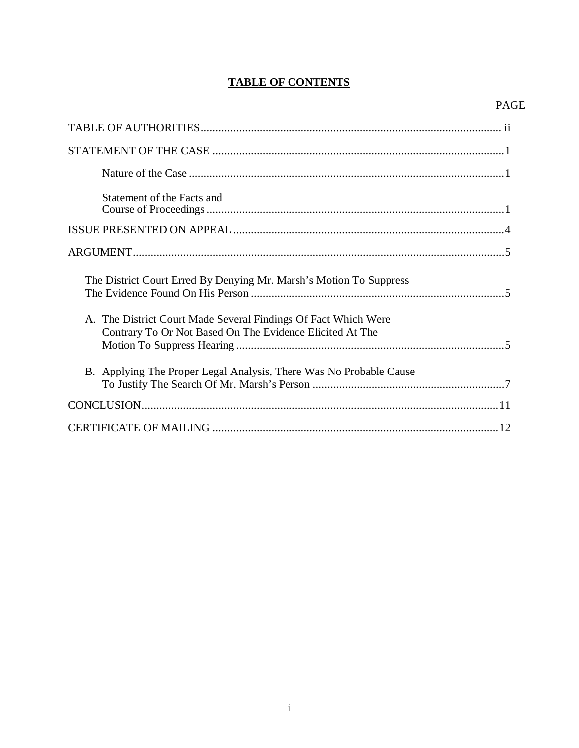# TABLE OF CONTENTS

| | PAGE |
|---|---|
| TABLE OF AUTHORITIES | ii |
| STATEMENT OF THE CASE | 1 |
| Nature of the Case | 1 |
| Statement of the Facts and Course of Proceedings | 1 |
| ISSUE PRESENTED ON APPEAL | 4 |
| ARGUMENT | 5 |
| The District Court Erred By Denying Mr. Marsh's Motion To Suppress The Evidence Found On His Person | 5 |
| A. The District Court Made Several Findings Of Fact Which Were Contrary To Or Not Based On The Evidence Elicited At The Motion To Suppress Hearing | 5 |
| B. Applying The Proper Legal Analysis, There Was No Probable Cause To Justify The Search Of Mr. Marsh's Person | 7 |
| CONCLUSION | 11 |
| CERTIFICATE OF MAILING | 12 |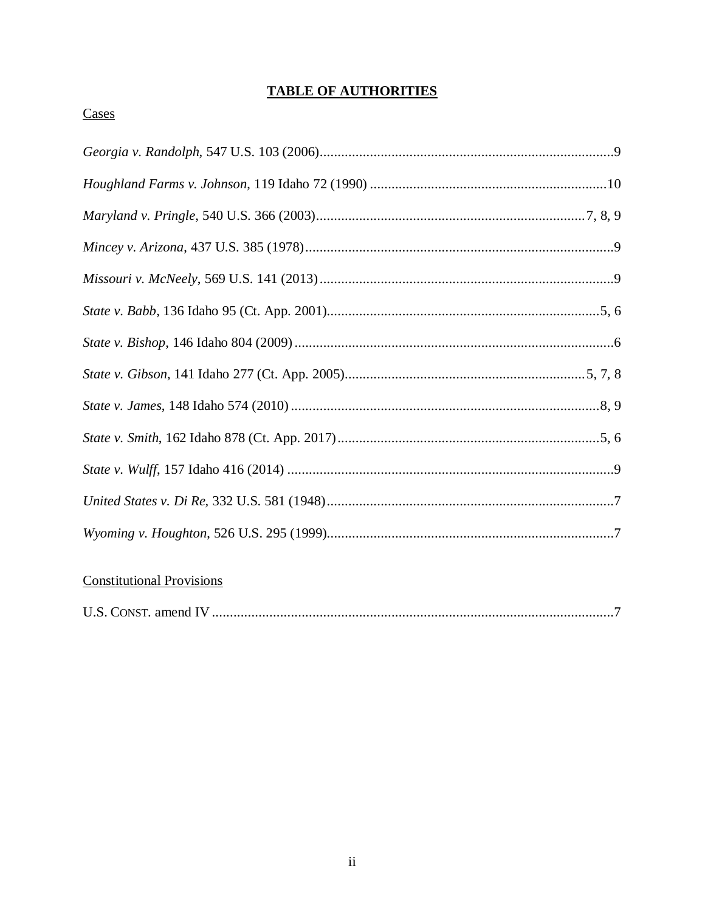# TABLE OF AUTHORITIES

Cases

*Georgia v. Randolph*, 547 U.S. 103 (2006)..................................................................................9

*Houghland Farms v. Johnson*, 119 Idaho 72 (1990) ..................................................................10

*Maryland v. Pringle*, 540 U.S. 366 (2003)...........................................................................7, 8, 9

*Mincey v. Arizona*, 437 U.S. 385 (1978)......................................................................................9

*Missouri v. McNeely*, 569 U.S. 141 (2013)..................................................................................9

*State v. Babb*, 136 Idaho 95 (Ct. App. 2001).............................................................................5, 6

*State v. Bishop*, 146 Idaho 804 (2009).........................................................................................6

*State v. Gibson*, 141 Idaho 277 (Ct. App. 2005)...................................................................5, 7, 8

*State v. James*, 148 Idaho 574 (2010).......................................................................................8, 9

*State v. Smith*, 162 Idaho 878 (Ct. App. 2017)..........................................................................5, 6

*State v. Wulff*, 157 Idaho 416 (2014) ...........................................................................................9

*United States v. Di Re*, 332 U.S. 581 (1948)................................................................................7

*Wyoming v. Houghton*, 526 U.S. 295 (1999)................................................................................7

Constitutional Provisions

U.S. CONST. amend IV ...............................................................................................................7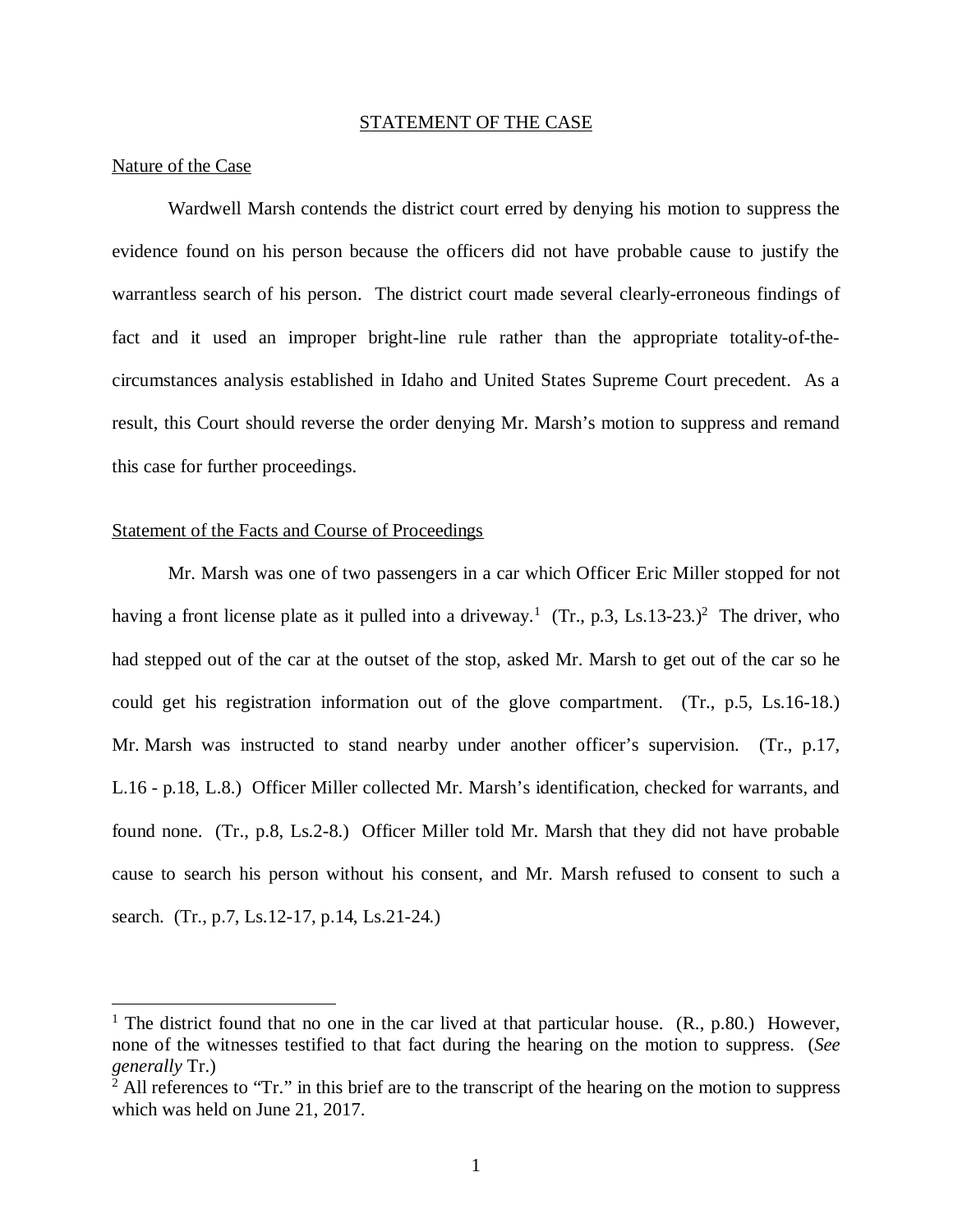## STATEMENT OF THE CASE

### Nature of the Case

Wardwell Marsh contends the district court erred by denying his motion to suppress the evidence found on his person because the officers did not have probable cause to justify the warrantless search of his person. The district court made several clearly-erroneous findings of fact and it used an improper bright-line rule rather than the appropriate totality-of-the-circumstances analysis established in Idaho and United States Supreme Court precedent. As a result, this Court should reverse the order denying Mr. Marsh's motion to suppress and remand this case for further proceedings.

### Statement of the Facts and Course of Proceedings

Mr. Marsh was one of two passengers in a car which Officer Eric Miller stopped for not having a front license plate as it pulled into a driveway.[1] (Tr., p.3, Ls.13-23.)[2] The driver, who had stepped out of the car at the outset of the stop, asked Mr. Marsh to get out of the car so he could get his registration information out of the glove compartment. (Tr., p.5, Ls.16-18.) Mr. Marsh was instructed to stand nearby under another officer's supervision. (Tr., p.17, L.16 - p.18, L.8.) Officer Miller collected Mr. Marsh's identification, checked for warrants, and found none. (Tr., p.8, Ls.2-8.) Officer Miller told Mr. Marsh that they did not have probable cause to search his person without his consent, and Mr. Marsh refused to consent to such a search. (Tr., p.7, Ls.12-17, p.14, Ls.21-24.)

---

[1] The district found that no one in the car lived at that particular house. (R., p.80.) However, none of the witnesses testified to that fact during the hearing on the motion to suppress. (*See generally* Tr.)

[2] All references to "Tr." in this brief are to the transcript of the hearing on the motion to suppress which was held on June 21, 2017.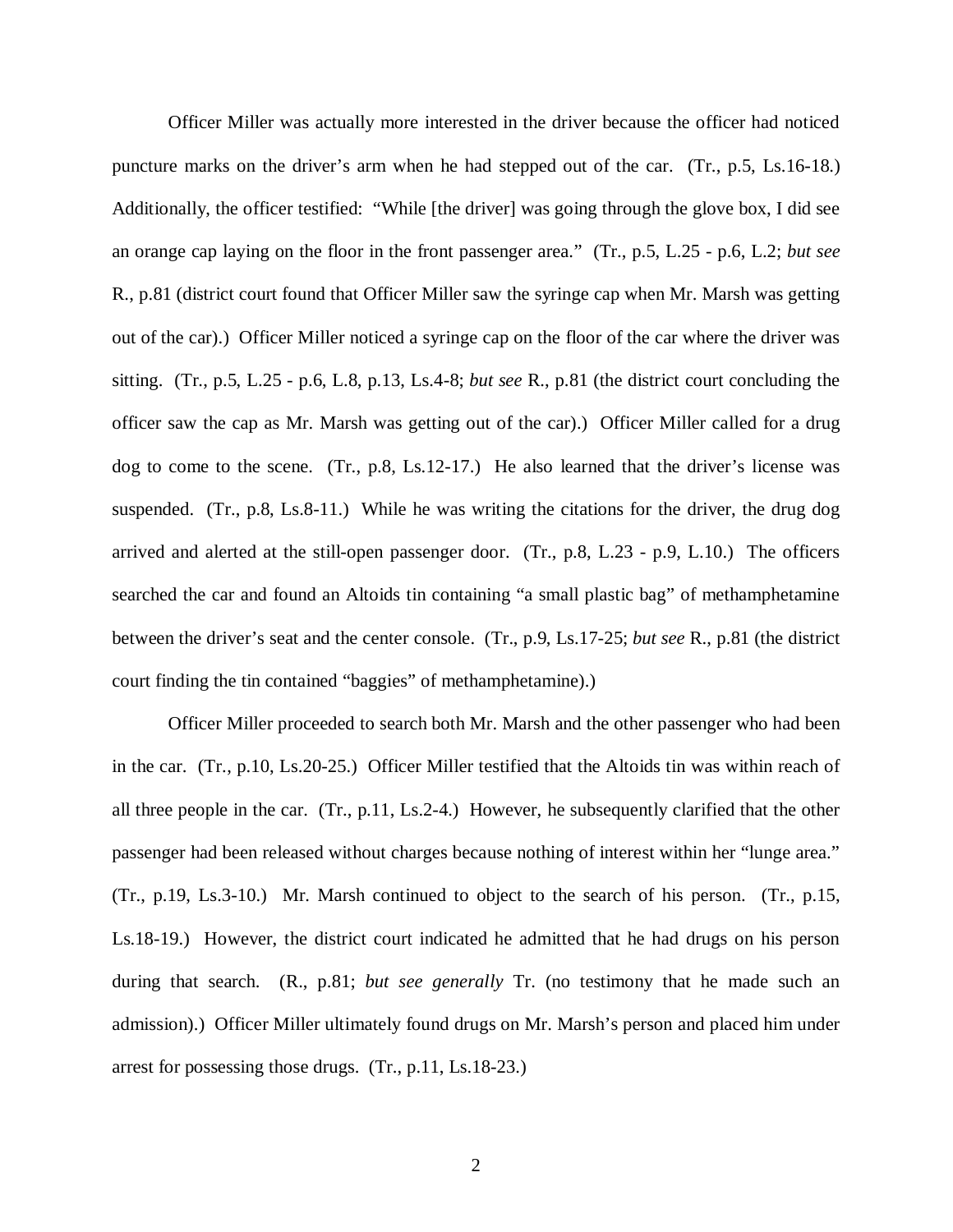Officer Miller was actually more interested in the driver because the officer had noticed puncture marks on the driver's arm when he had stepped out of the car. (Tr., p.5, Ls.16-18.) Additionally, the officer testified: "While [the driver] was going through the glove box, I did see an orange cap laying on the floor in the front passenger area." (Tr., p.5, L.25 - p.6, L.2; *but see* R., p.81 (district court found that Officer Miller saw the syringe cap when Mr. Marsh was getting out of the car).) Officer Miller noticed a syringe cap on the floor of the car where the driver was sitting. (Tr., p.5, L.25 - p.6, L.8, p.13, Ls.4-8; *but see* R., p.81 (the district court concluding the officer saw the cap as Mr. Marsh was getting out of the car).) Officer Miller called for a drug dog to come to the scene. (Tr., p.8, Ls.12-17.) He also learned that the driver's license was suspended. (Tr., p.8, Ls.8-11.) While he was writing the citations for the driver, the drug dog arrived and alerted at the still-open passenger door. (Tr., p.8, L.23 - p.9, L.10.) The officers searched the car and found an Altoids tin containing "a small plastic bag" of methamphetamine between the driver's seat and the center console. (Tr., p.9, Ls.17-25; *but see* R., p.81 (the district court finding the tin contained "baggies" of methamphetamine).)

Officer Miller proceeded to search both Mr. Marsh and the other passenger who had been in the car. (Tr., p.10, Ls.20-25.) Officer Miller testified that the Altoids tin was within reach of all three people in the car. (Tr., p.11, Ls.2-4.) However, he subsequently clarified that the other passenger had been released without charges because nothing of interest within her "lunge area." (Tr., p.19, Ls.3-10.) Mr. Marsh continued to object to the search of his person. (Tr., p.15, Ls.18-19.) However, the district court indicated he admitted that he had drugs on his person during that search. (R., p.81; *but see generally* Tr. (no testimony that he made such an admission).) Officer Miller ultimately found drugs on Mr. Marsh's person and placed him under arrest for possessing those drugs. (Tr., p.11, Ls.18-23.)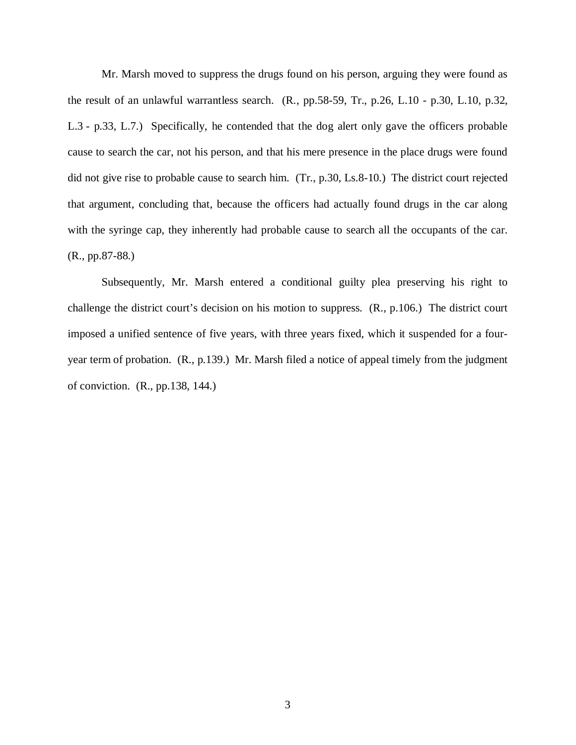Mr. Marsh moved to suppress the drugs found on his person, arguing they were found as the result of an unlawful warrantless search. (R., pp.58-59, Tr., p.26, L.10 - p.30, L.10, p.32, L.3 - p.33, L.7.) Specifically, he contended that the dog alert only gave the officers probable cause to search the car, not his person, and that his mere presence in the place drugs were found did not give rise to probable cause to search him. (Tr., p.30, Ls.8-10.) The district court rejected that argument, concluding that, because the officers had actually found drugs in the car along with the syringe cap, they inherently had probable cause to search all the occupants of the car. (R., pp.87-88.)

Subsequently, Mr. Marsh entered a conditional guilty plea preserving his right to challenge the district court's decision on his motion to suppress. (R., p.106.) The district court imposed a unified sentence of five years, with three years fixed, which it suspended for a four-year term of probation. (R., p.139.) Mr. Marsh filed a notice of appeal timely from the judgment of conviction. (R., pp.138, 144.)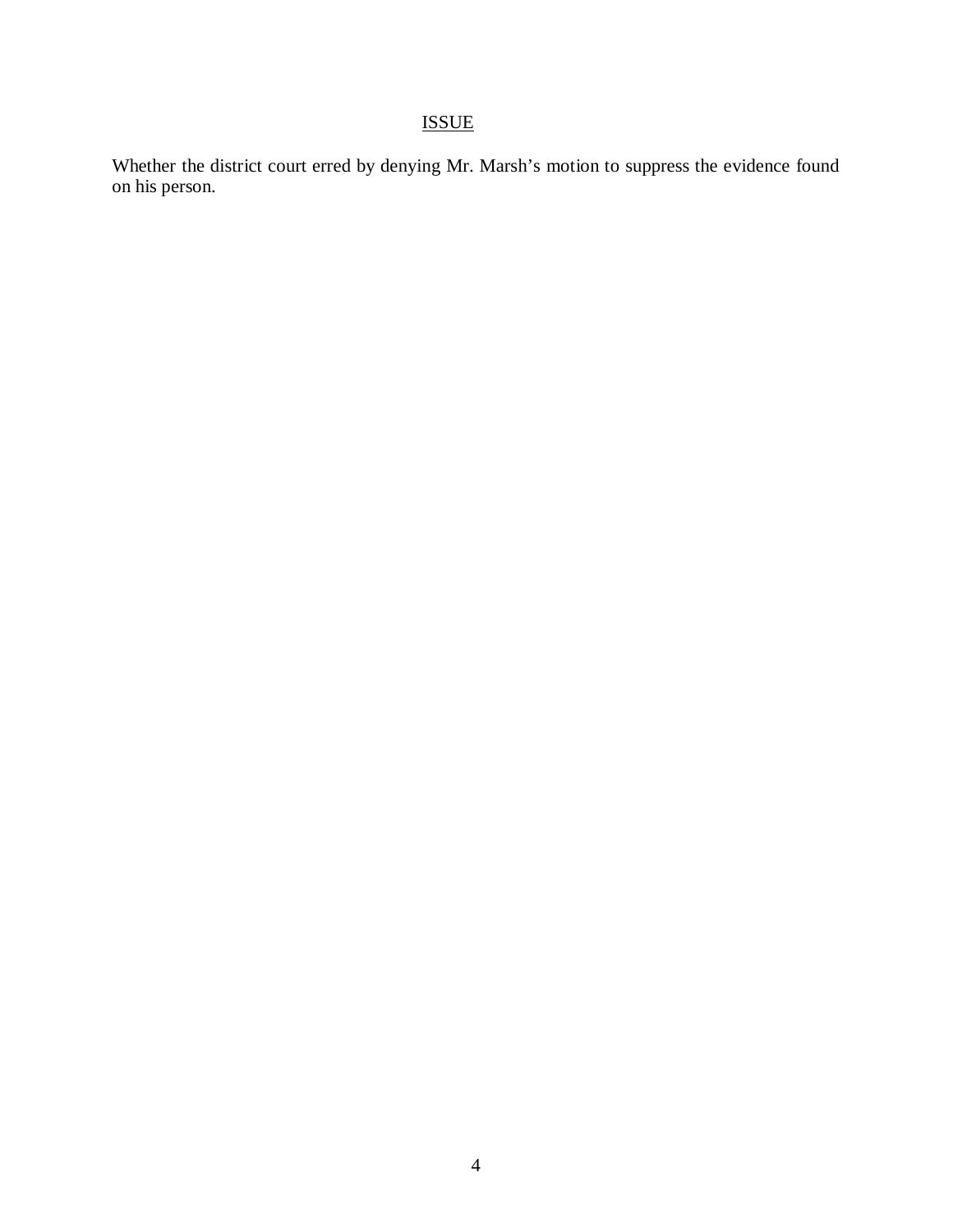## ISSUE

Whether the district court erred by denying Mr. Marsh's motion to suppress the evidence found on his person.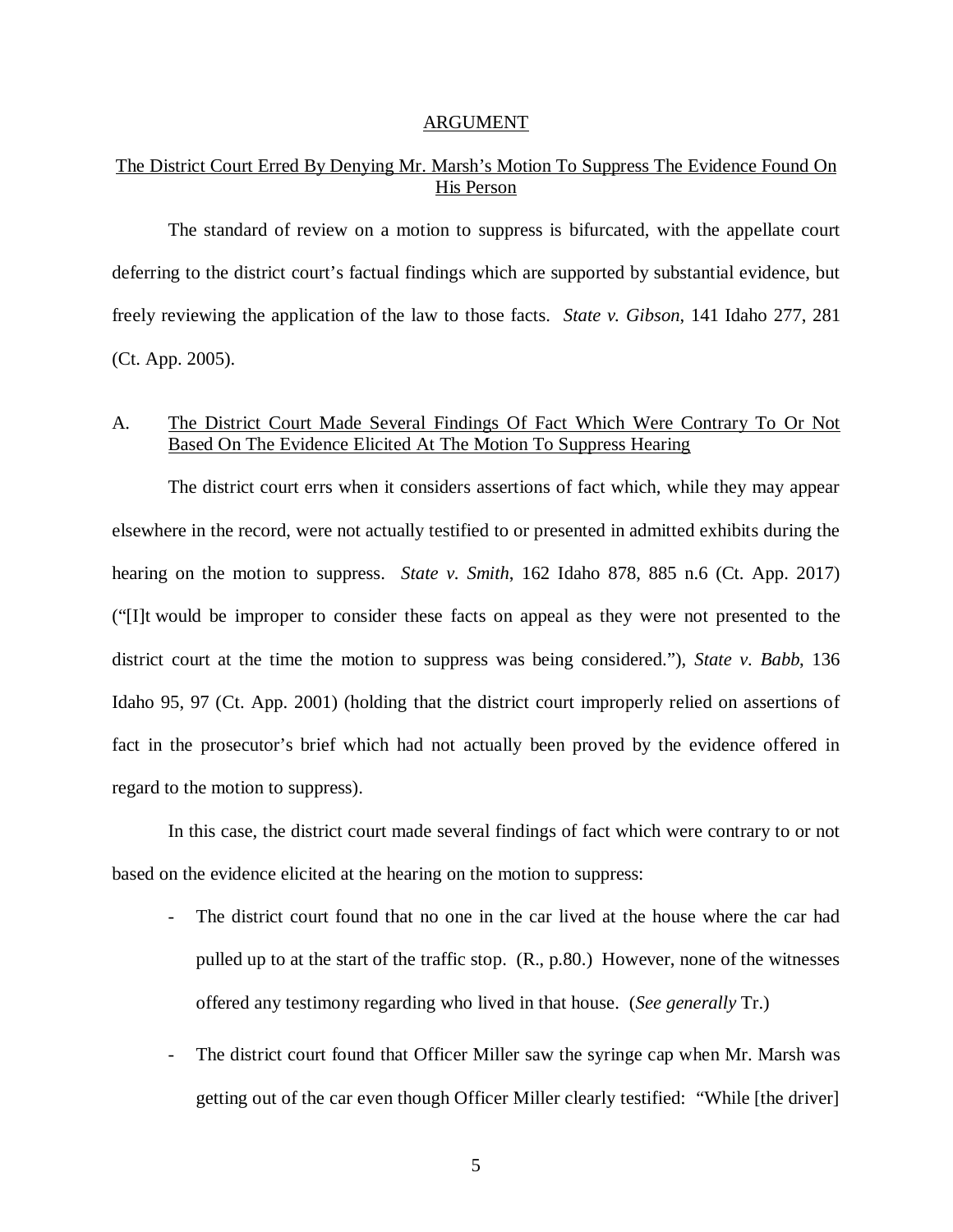## ARGUMENT

## The District Court Erred By Denying Mr. Marsh's Motion To Suppress The Evidence Found On His Person

The standard of review on a motion to suppress is bifurcated, with the appellate court deferring to the district court's factual findings which are supported by substantial evidence, but freely reviewing the application of the law to those facts. *State v. Gibson*, 141 Idaho 277, 281 (Ct. App. 2005).

### A. The District Court Made Several Findings Of Fact Which Were Contrary To Or Not Based On The Evidence Elicited At The Motion To Suppress Hearing

The district court errs when it considers assertions of fact which, while they may appear elsewhere in the record, were not actually testified to or presented in admitted exhibits during the hearing on the motion to suppress. *State v. Smith*, 162 Idaho 878, 885 n.6 (Ct. App. 2017) ("[I]t would be improper to consider these facts on appeal as they were not presented to the district court at the time the motion to suppress was being considered."), *State v. Babb*, 136 Idaho 95, 97 (Ct. App. 2001) (holding that the district court improperly relied on assertions of fact in the prosecutor's brief which had not actually been proved by the evidence offered in regard to the motion to suppress).

In this case, the district court made several findings of fact which were contrary to or not based on the evidence elicited at the hearing on the motion to suppress:

- The district court found that no one in the car lived at the house where the car had pulled up to at the start of the traffic stop. (R., p.80.) However, none of the witnesses offered any testimony regarding who lived in that house. (*See generally* Tr.)
- The district court found that Officer Miller saw the syringe cap when Mr. Marsh was getting out of the car even though Officer Miller clearly testified: "While [the driver]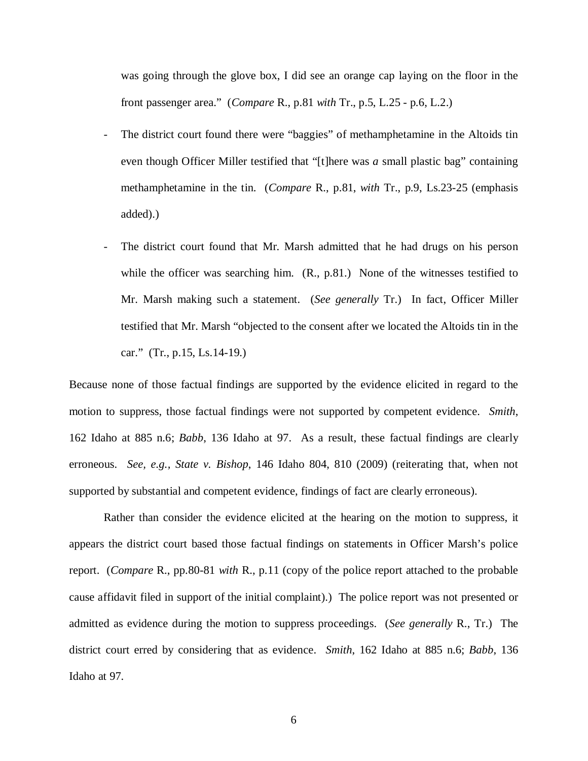was going through the glove box, I did see an orange cap laying on the floor in the front passenger area." (*Compare* R., p.81 *with* Tr., p.5, L.25 - p.6, L.2.)

- The district court found there were "baggies" of methamphetamine in the Altoids tin even though Officer Miller testified that "[t]here was *a* small plastic bag" containing methamphetamine in the tin. (*Compare* R., p.81, *with* Tr., p.9, Ls.23-25 (emphasis added).)
- The district court found that Mr. Marsh admitted that he had drugs on his person while the officer was searching him. (R., p.81.) None of the witnesses testified to Mr. Marsh making such a statement. (*See generally* Tr.) In fact, Officer Miller testified that Mr. Marsh "objected to the consent after we located the Altoids tin in the car." (Tr., p.15, Ls.14-19.)

Because none of those factual findings are supported by the evidence elicited in regard to the motion to suppress, those factual findings were not supported by competent evidence. *Smith*, 162 Idaho at 885 n.6; *Babb*, 136 Idaho at 97. As a result, these factual findings are clearly erroneous. *See, e.g., State v. Bishop*, 146 Idaho 804, 810 (2009) (reiterating that, when not supported by substantial and competent evidence, findings of fact are clearly erroneous).

Rather than consider the evidence elicited at the hearing on the motion to suppress, it appears the district court based those factual findings on statements in Officer Marsh's police report. (*Compare* R., pp.80-81 *with* R., p.11 (copy of the police report attached to the probable cause affidavit filed in support of the initial complaint).) The police report was not presented or admitted as evidence during the motion to suppress proceedings. (*See generally* R., Tr.) The district court erred by considering that as evidence. *Smith*, 162 Idaho at 885 n.6; *Babb*, 136 Idaho at 97.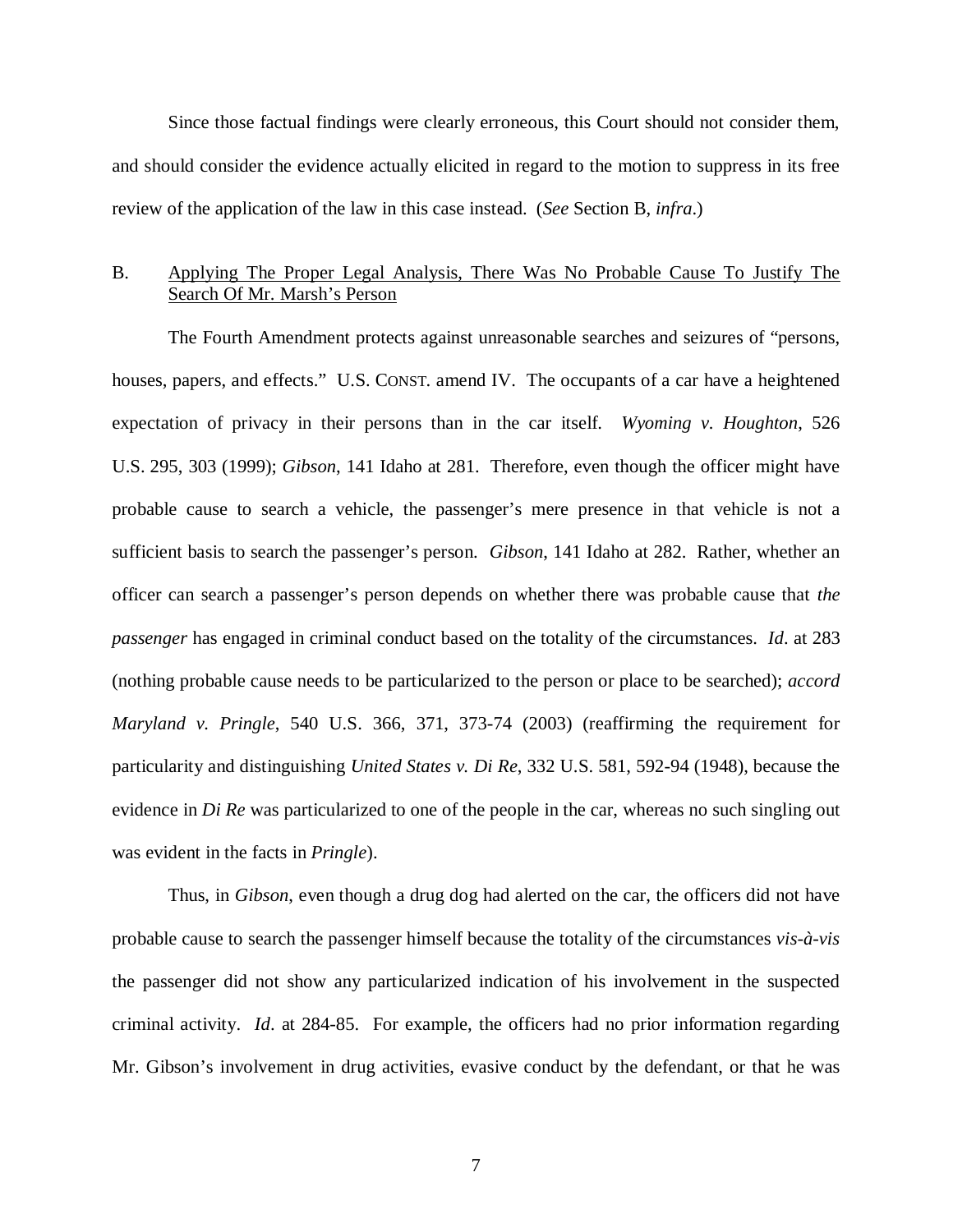Since those factual findings were clearly erroneous, this Court should not consider them, and should consider the evidence actually elicited in regard to the motion to suppress in its free review of the application of the law in this case instead. (*See* Section B, *infra*.)

### B. Applying The Proper Legal Analysis, There Was No Probable Cause To Justify The Search Of Mr. Marsh's Person

The Fourth Amendment protects against unreasonable searches and seizures of "persons, houses, papers, and effects." U.S. CONST. amend IV. The occupants of a car have a heightened expectation of privacy in their persons than in the car itself. *Wyoming v. Houghton*, 526 U.S. 295, 303 (1999); *Gibson*, 141 Idaho at 281. Therefore, even though the officer might have probable cause to search a vehicle, the passenger's mere presence in that vehicle is not a sufficient basis to search the passenger's person. *Gibson*, 141 Idaho at 282. Rather, whether an officer can search a passenger's person depends on whether there was probable cause that *the passenger* has engaged in criminal conduct based on the totality of the circumstances. *Id*. at 283 (nothing probable cause needs to be particularized to the person or place to be searched); *accord Maryland v. Pringle*, 540 U.S. 366, 371, 373-74 (2003) (reaffirming the requirement for particularity and distinguishing *United States v. Di Re*, 332 U.S. 581, 592-94 (1948), because the evidence in *Di Re* was particularized to one of the people in the car, whereas no such singling out was evident in the facts in *Pringle*).

Thus, in *Gibson*, even though a drug dog had alerted on the car, the officers did not have probable cause to search the passenger himself because the totality of the circumstances *vis-à-vis* the passenger did not show any particularized indication of his involvement in the suspected criminal activity. *Id*. at 284-85. For example, the officers had no prior information regarding Mr. Gibson's involvement in drug activities, evasive conduct by the defendant, or that he was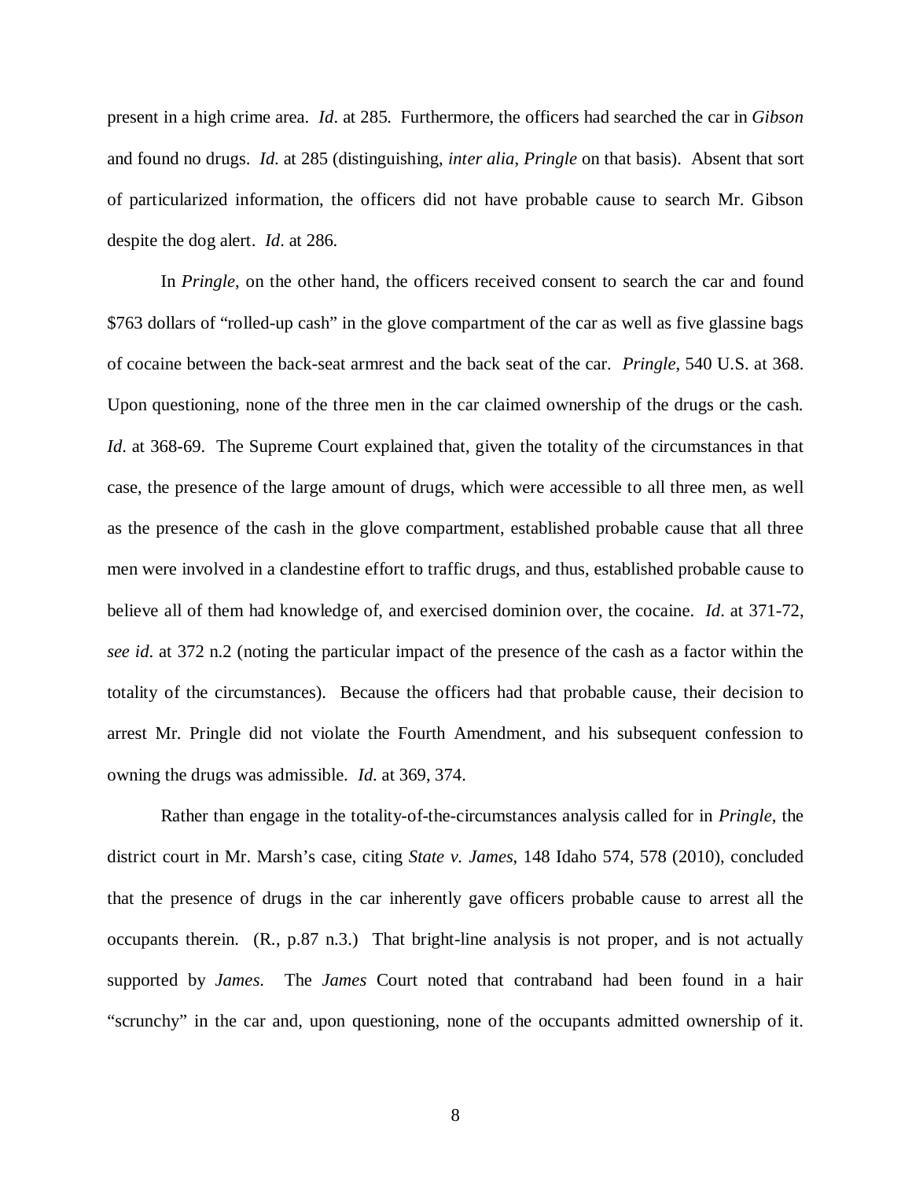present in a high crime area. *Id*. at 285. Furthermore, the officers had searched the car in *Gibson* and found no drugs. *Id*. at 285 (distinguishing, *inter alia*, *Pringle* on that basis). Absent that sort of particularized information, the officers did not have probable cause to search Mr. Gibson despite the dog alert. *Id*. at 286.

In *Pringle*, on the other hand, the officers received consent to search the car and found $763 dollars of "rolled-up cash" in the glove compartment of the car as well as five glassine bags of cocaine between the back-seat armrest and the back seat of the car. *Pringle*, 540 U.S. at 368. Upon questioning, none of the three men in the car claimed ownership of the drugs or the cash. *Id*. at 368-69. The Supreme Court explained that, given the totality of the circumstances in that case, the presence of the large amount of drugs, which were accessible to all three men, as well as the presence of the cash in the glove compartment, established probable cause that all three men were involved in a clandestine effort to traffic drugs, and thus, established probable cause to believe all of them had knowledge of, and exercised dominion over, the cocaine. *Id*. at 371-72, *see id*. at 372 n.2 (noting the particular impact of the presence of the cash as a factor within the totality of the circumstances). Because the officers had that probable cause, their decision to arrest Mr. Pringle did not violate the Fourth Amendment, and his subsequent confession to owning the drugs was admissible. *Id*. at 369, 374.

Rather than engage in the totality-of-the-circumstances analysis called for in *Pringle*, the district court in Mr. Marsh's case, citing *State v. James*, 148 Idaho 574, 578 (2010), concluded that the presence of drugs in the car inherently gave officers probable cause to arrest all the occupants therein. (R., p.87 n.3.) That bright-line analysis is not proper, and is not actually supported by *James*. The *James* Court noted that contraband had been found in a hair "scrunchy" in the car and, upon questioning, none of the occupants admitted ownership of it.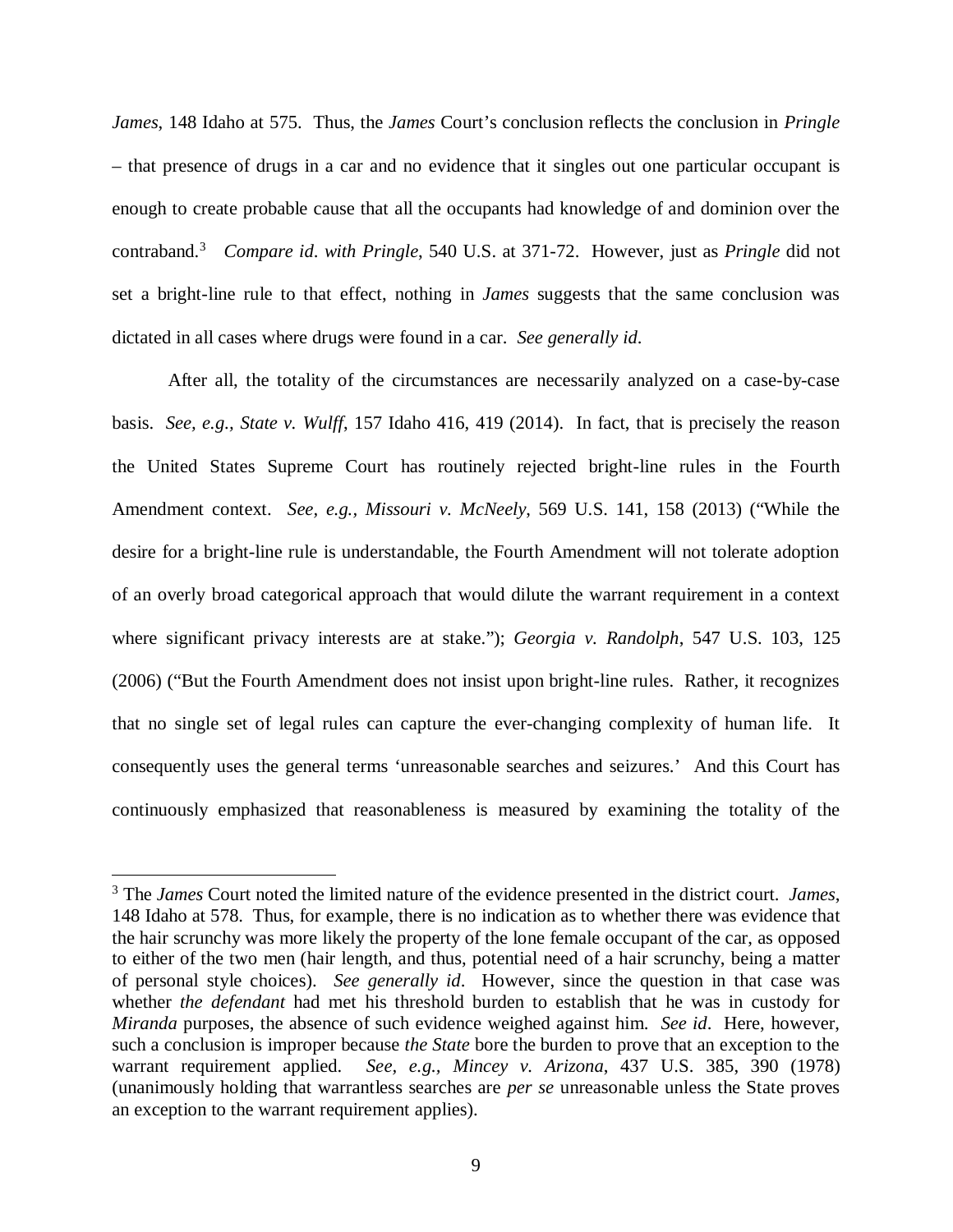*James*, 148 Idaho at 575. Thus, the *James* Court's conclusion reflects the conclusion in *Pringle* – that presence of drugs in a car and no evidence that it singles out one particular occupant is enough to create probable cause that all the occupants had knowledge of and dominion over the contraband.[3] *Compare id*. *with Pringle*, 540 U.S. at 371-72. However, just as *Pringle* did not set a bright-line rule to that effect, nothing in *James* suggests that the same conclusion was dictated in all cases where drugs were found in a car. *See generally id*.

After all, the totality of the circumstances are necessarily analyzed on a case-by-case basis. *See, e.g., State v. Wulff*, 157 Idaho 416, 419 (2014). In fact, that is precisely the reason the United States Supreme Court has routinely rejected bright-line rules in the Fourth Amendment context. *See, e.g., Missouri v. McNeely*, 569 U.S. 141, 158 (2013) ("While the desire for a bright-line rule is understandable, the Fourth Amendment will not tolerate adoption of an overly broad categorical approach that would dilute the warrant requirement in a context where significant privacy interests are at stake."); *Georgia v. Randolph*, 547 U.S. 103, 125 (2006) ("But the Fourth Amendment does not insist upon bright-line rules. Rather, it recognizes that no single set of legal rules can capture the ever-changing complexity of human life. It consequently uses the general terms 'unreasonable searches and seizures.' And this Court has continuously emphasized that reasonableness is measured by examining the totality of the

---

[3] The *James* Court noted the limited nature of the evidence presented in the district court. *James*, 148 Idaho at 578. Thus, for example, there is no indication as to whether there was evidence that the hair scrunchy was more likely the property of the lone female occupant of the car, as opposed to either of the two men (hair length, and thus, potential need of a hair scrunchy, being a matter of personal style choices). *See generally id*. However, since the question in that case was whether *the defendant* had met his threshold burden to establish that he was in custody for *Miranda* purposes, the absence of such evidence weighed against him. *See id*. Here, however, such a conclusion is improper because *the State* bore the burden to prove that an exception to the warrant requirement applied. *See, e.g., Mincey v. Arizona*, 437 U.S. 385, 390 (1978) (unanimously holding that warrantless searches are *per se* unreasonable unless the State proves an exception to the warrant requirement applies).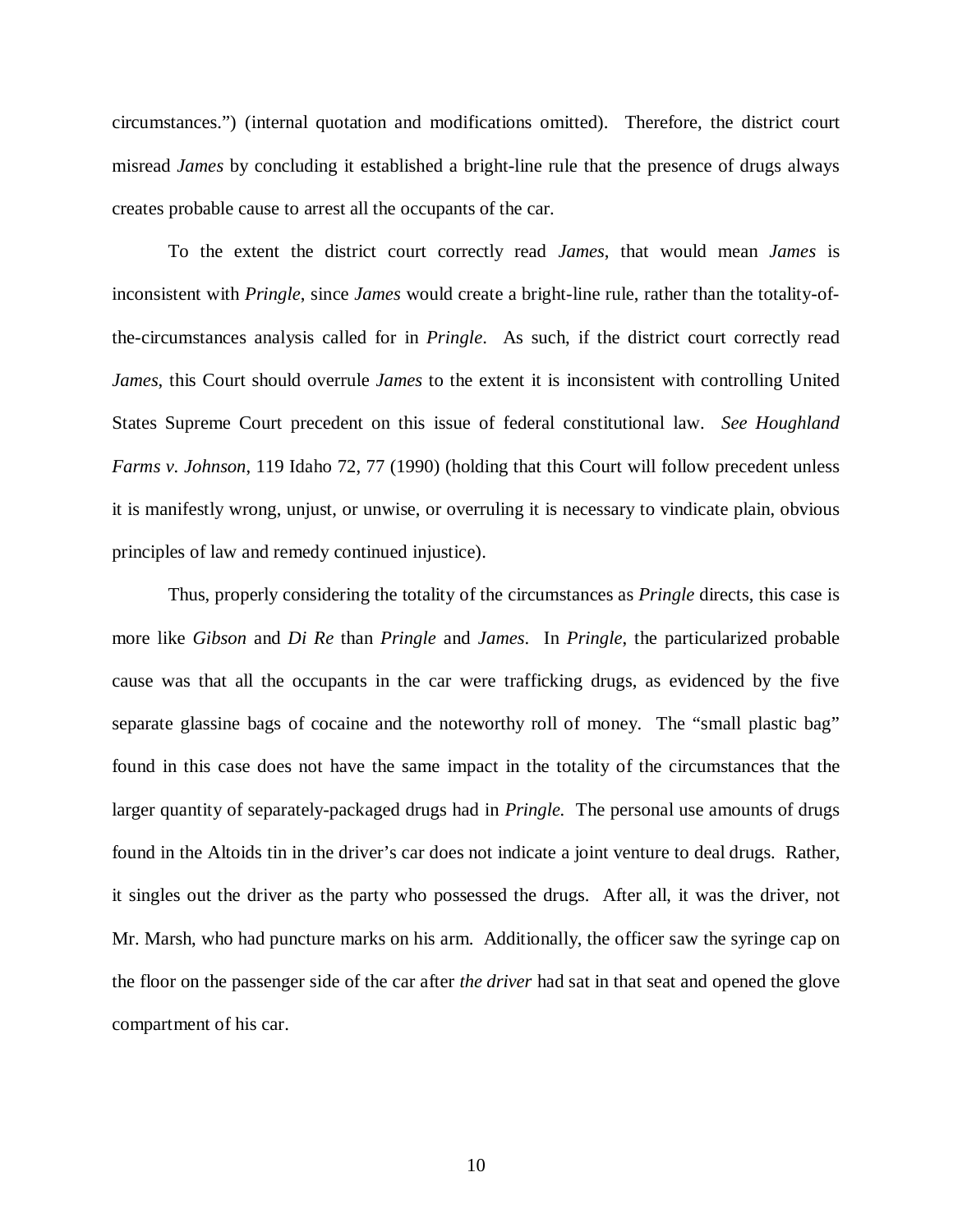circumstances.") (internal quotation and modifications omitted). Therefore, the district court misread *James* by concluding it established a bright-line rule that the presence of drugs always creates probable cause to arrest all the occupants of the car.

To the extent the district court correctly read *James*, that would mean *James* is inconsistent with *Pringle*, since *James* would create a bright-line rule, rather than the totality-of-the-circumstances analysis called for in *Pringle*. As such, if the district court correctly read *James*, this Court should overrule *James* to the extent it is inconsistent with controlling United States Supreme Court precedent on this issue of federal constitutional law. *See Houghland Farms v. Johnson*, 119 Idaho 72, 77 (1990) (holding that this Court will follow precedent unless it is manifestly wrong, unjust, or unwise, or overruling it is necessary to vindicate plain, obvious principles of law and remedy continued injustice).

Thus, properly considering the totality of the circumstances as *Pringle* directs, this case is more like *Gibson* and *Di Re* than *Pringle* and *James*. In *Pringle*, the particularized probable cause was that all the occupants in the car were trafficking drugs, as evidenced by the five separate glassine bags of cocaine and the noteworthy roll of money. The "small plastic bag" found in this case does not have the same impact in the totality of the circumstances that the larger quantity of separately-packaged drugs had in *Pringle.* The personal use amounts of drugs found in the Altoids tin in the driver's car does not indicate a joint venture to deal drugs. Rather, it singles out the driver as the party who possessed the drugs. After all, it was the driver, not Mr. Marsh, who had puncture marks on his arm. Additionally, the officer saw the syringe cap on the floor on the passenger side of the car after *the driver* had sat in that seat and opened the glove compartment of his car.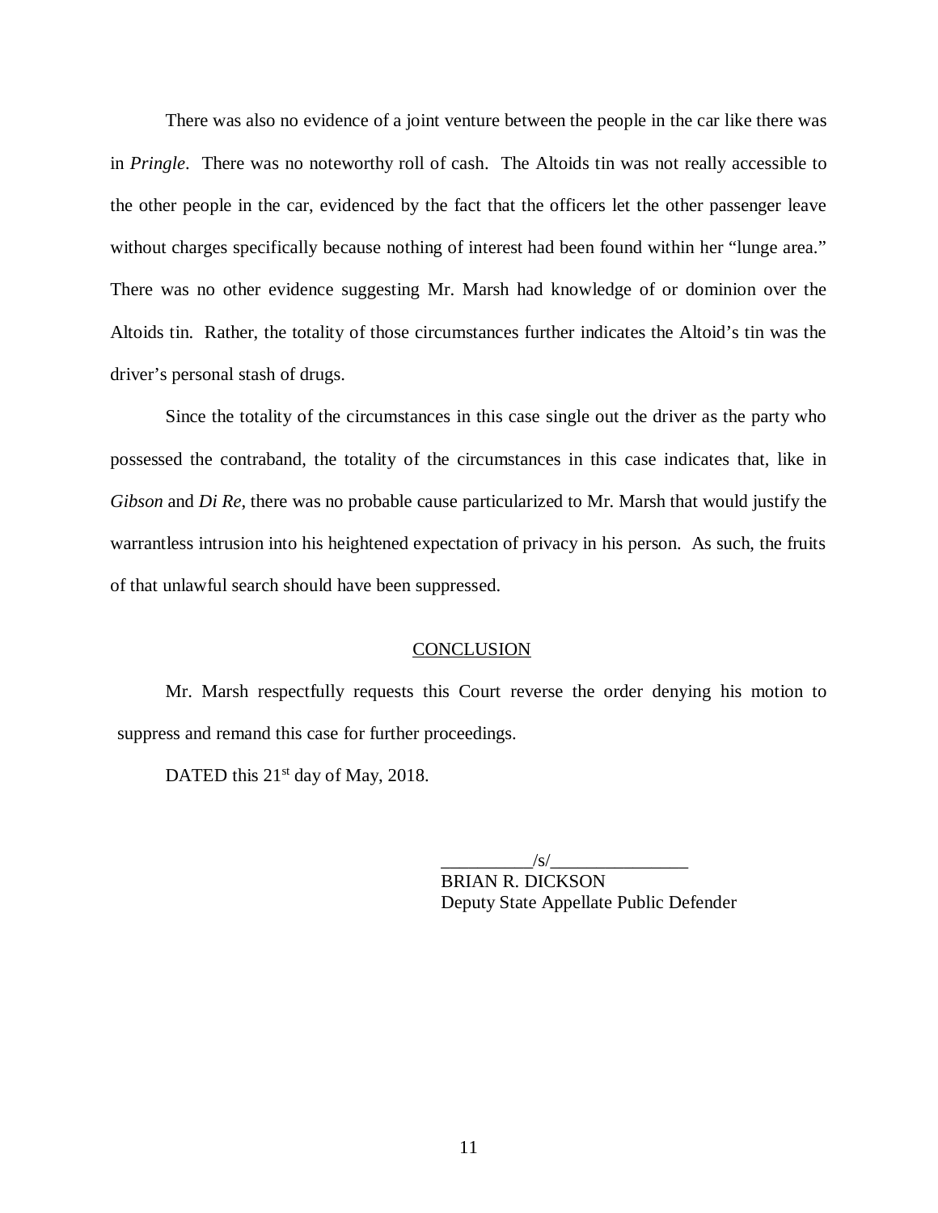There was also no evidence of a joint venture between the people in the car like there was in *Pringle*. There was no noteworthy roll of cash. The Altoids tin was not really accessible to the other people in the car, evidenced by the fact that the officers let the other passenger leave without charges specifically because nothing of interest had been found within her "lunge area." There was no other evidence suggesting Mr. Marsh had knowledge of or dominion over the Altoids tin. Rather, the totality of those circumstances further indicates the Altoid's tin was the driver's personal stash of drugs.

Since the totality of the circumstances in this case single out the driver as the party who possessed the contraband, the totality of the circumstances in this case indicates that, like in *Gibson* and *Di Re*, there was no probable cause particularized to Mr. Marsh that would justify the warrantless intrusion into his heightened expectation of privacy in his person. As such, the fruits of that unlawful search should have been suppressed.

## CONCLUSION

Mr. Marsh respectfully requests this Court reverse the order denying his motion to suppress and remand this case for further proceedings.

DATED this 21st day of May, 2018.

__________/s/_______________
BRIAN R. DICKSON
Deputy State Appellate Public Defender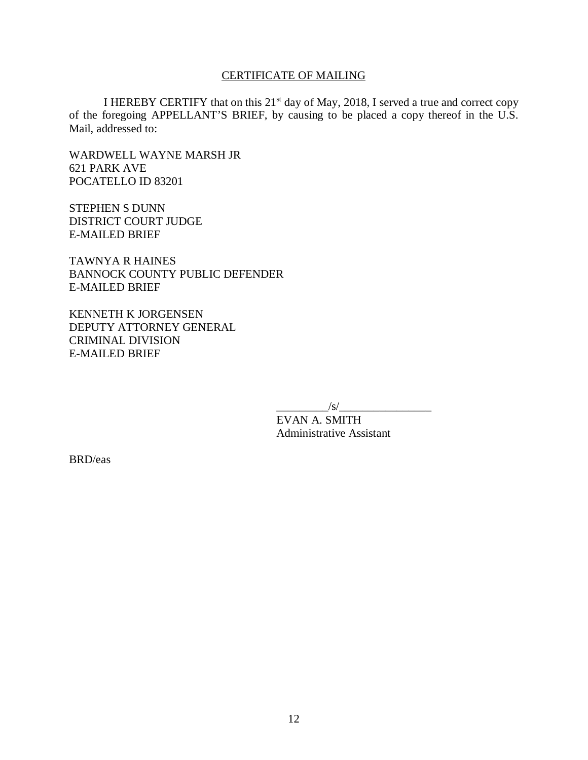## CERTIFICATE OF MAILING

I HEREBY CERTIFY that on this 21st day of May, 2018, I served a true and correct copy of the foregoing APPELLANT'S BRIEF, by causing to be placed a copy thereof in the U.S. Mail, addressed to:

WARDWELL WAYNE MARSH JR
621 PARK AVE
POCATELLO ID 83201

STEPHEN S DUNN
DISTRICT COURT JUDGE
E-MAILED BRIEF

TAWNYA R HAINES
BANNOCK COUNTY PUBLIC DEFENDER
E-MAILED BRIEF

KENNETH K JORGENSEN
DEPUTY ATTORNEY GENERAL
CRIMINAL DIVISION
E-MAILED BRIEF

_________/s/________________
EVAN A. SMITH
Administrative Assistant

BRD/eas